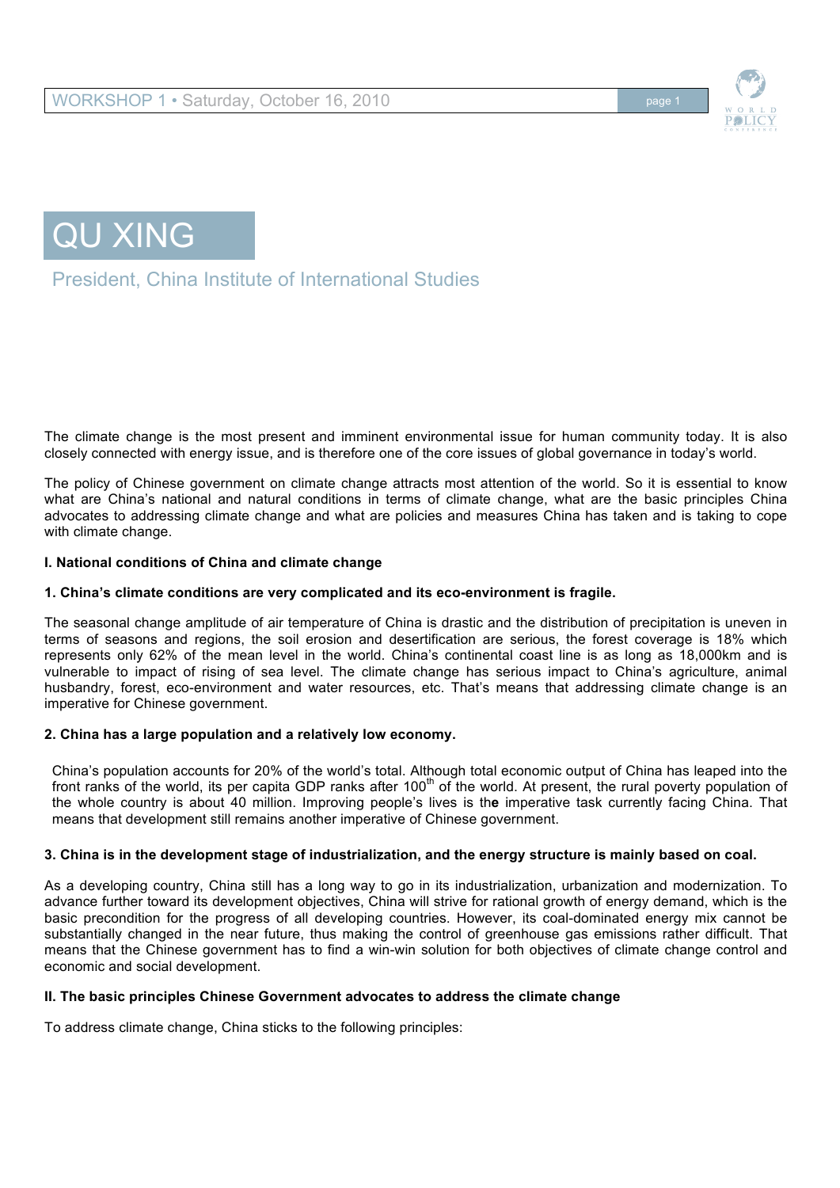# QU XING

President, China Institute of International Studies

The climate change is the most present and imminent environmental issue for human community today. It is also closely connected with energy issue, and is therefore one of the core issues of global governance in today's world.

The policy of Chinese government on climate change attracts most attention of the world. So it is essential to know what are China's national and natural conditions in terms of climate change, what are the basic principles China advocates to addressing climate change and what are policies and measures China has taken and is taking to cope with climate change.

**I. National conditions of China and climate change**

**1. China's climate conditions are very complicated and its eco-environment is fragile.**

The seasonal change amplitude of air temperature of China is drastic and the distribution of precipitation is uneven in terms of seasons and regions, the soil erosion and desertification are serious, the forest coverage is 18% which represents only 62% of the mean level in the world. China's continental coast line is as long as 18,000km and is vulnerable to impact of rising of sea level. The climate change has serious impact to China's agriculture, animal husbandry, forest, eco-environment and water resources, etc. That's means that addressing climate change is an imperative for Chinese government.

**2. China has a large population and a relatively low economy.**

China's population accounts for 20% of the world's total. Although total economic output of China has leaped into the front ranks of the world, its per capita GDP ranks after 100th of the world. At present, the rural poverty population of the whole country is about 40 million. Improving people's lives is the imperative task currently facing China. That means that development still remains another imperative of Chinese government.

**3. China is in the development stage of industrialization, and the energy structure is mainly based on coal.**

As a developing country, China still has a long way to go in its industrialization, urbanization and modernization. To advance further toward its development objectives, China will strive for rational growth of energy demand, which is the basic precondition for the progress of all developing countries. However, its coal-dominated energy mix cannot be substantially changed in the near future, thus making the control of greenhouse gas emissions rather difficult. That means that the Chinese government has to find a win-win solution for both objectives of climate change control and economic and social development.

**II. The basic principles Chinese Government advocates to address the climate change**

To address climate change, China sticks to the following principles: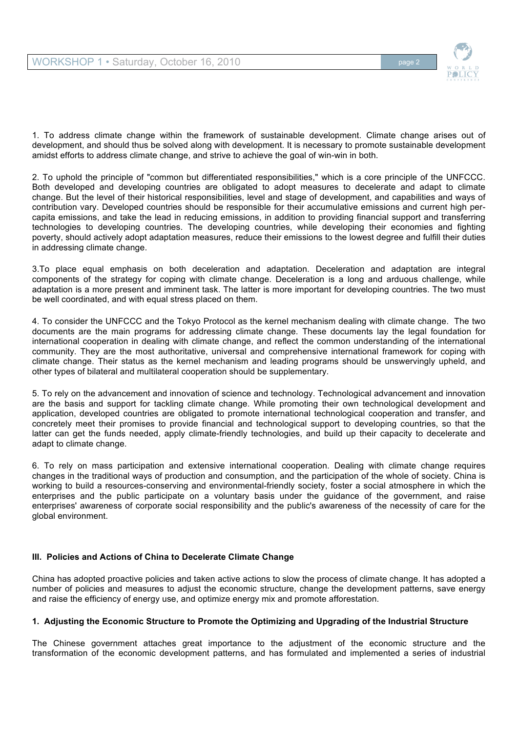1. To address climate change within the framework of sustainable development. Climate change arises out of development, and should thus be solved along with development. It is necessary to promote sustainable development amidst efforts to address climate change, and strive to achieve the goal of win-win in both.

2. To uphold the principle of "common but differentiated responsibilities," which is a core principle of the UNFCCC. Both developed and developing countries are obligated to adopt measures to decelerate and adapt to climate change. But the level of their historical responsibilities, level and stage of development, and capabilities and ways of contribution vary. Developed countries should be responsible for their accumulative emissions and current high per-capita emissions, and take the lead in reducing emissions, in addition to providing financial support and transferring technologies to developing countries. The developing countries, while developing their economies and fighting poverty, should actively adopt adaptation measures, reduce their emissions to the lowest degree and fulfill their duties in addressing climate change.

3.To place equal emphasis on both deceleration and adaptation. Deceleration and adaptation are integral components of the strategy for coping with climate change. Deceleration is a long and arduous challenge, while adaptation is a more present and imminent task. The latter is more important for developing countries. The two must be well coordinated, and with equal stress placed on them.

4. To consider the UNFCCC and the Tokyo Protocol as the kernel mechanism dealing with climate change. The two documents are the main programs for addressing climate change. These documents lay the legal foundation for international cooperation in dealing with climate change, and reflect the common understanding of the international community. They are the most authoritative, universal and comprehensive international framework for coping with climate change. Their status as the kernel mechanism and leading programs should be unswervingly upheld, and other types of bilateral and multilateral cooperation should be supplementary.

5. To rely on the advancement and innovation of science and technology. Technological advancement and innovation are the basis and support for tackling climate change. While promoting their own technological development and application, developed countries are obligated to promote international technological cooperation and transfer, and concretely meet their promises to provide financial and technological support to developing countries, so that the latter can get the funds needed, apply climate-friendly technologies, and build up their capacity to decelerate and adapt to climate change.

6. To rely on mass participation and extensive international cooperation. Dealing with climate change requires changes in the traditional ways of production and consumption, and the participation of the whole of society. China is working to build a resources-conserving and environmental-friendly society, foster a social atmosphere in which the enterprises and the public participate on a voluntary basis under the guidance of the government, and raise enterprises' awareness of corporate social responsibility and the public's awareness of the necessity of care for the global environment.

### III. Policies and Actions of China to Decelerate Climate Change

China has adopted proactive policies and taken active actions to slow the process of climate change. It has adopted a number of policies and measures to adjust the economic structure, change the development patterns, save energy and raise the efficiency of energy use, and optimize energy mix and promote afforestation.

#### 1. Adjusting the Economic Structure to Promote the Optimizing and Upgrading of the Industrial Structure

The Chinese government attaches great importance to the adjustment of the economic structure and the transformation of the economic development patterns, and has formulated and implemented a series of industrial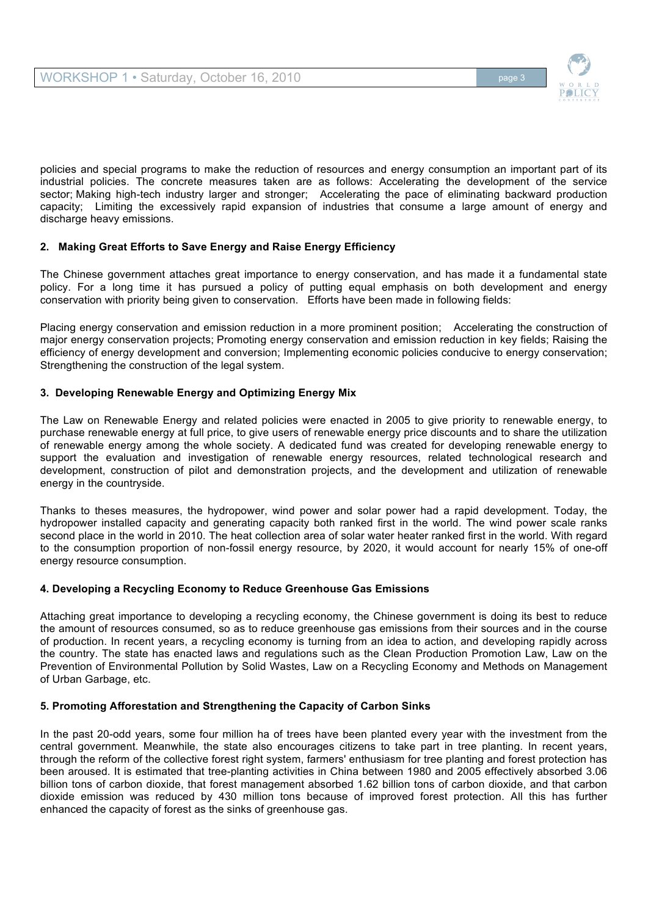policies and special programs to make the reduction of resources and energy consumption an important part of its industrial policies. The concrete measures taken are as follows: Accelerating the development of the service sector; Making high-tech industry larger and stronger; Accelerating the pace of eliminating backward production capacity; Limiting the excessively rapid expansion of industries that consume a large amount of energy and discharge heavy emissions.

**2. Making Great Efforts to Save Energy and Raise Energy Efficiency**

The Chinese government attaches great importance to energy conservation, and has made it a fundamental state policy. For a long time it has pursued a policy of putting equal emphasis on both development and energy conservation with priority being given to conservation. Efforts have been made in following fields:

Placing energy conservation and emission reduction in a more prominent position; Accelerating the construction of major energy conservation projects; Promoting energy conservation and emission reduction in key fields; Raising the efficiency of energy development and conversion; Implementing economic policies conducive to energy conservation; Strengthening the construction of the legal system.

**3. Developing Renewable Energy and Optimizing Energy Mix**

The Law on Renewable Energy and related policies were enacted in 2005 to give priority to renewable energy, to purchase renewable energy at full price, to give users of renewable energy price discounts and to share the utilization of renewable energy among the whole society. A dedicated fund was created for developing renewable energy to support the evaluation and investigation of renewable energy resources, related technological research and development, construction of pilot and demonstration projects, and the development and utilization of renewable energy in the countryside.

Thanks to theses measures, the hydropower, wind power and solar power had a rapid development. Today, the hydropower installed capacity and generating capacity both ranked first in the world. The wind power scale ranks second place in the world in 2010. The heat collection area of solar water heater ranked first in the world. With regard to the consumption proportion of non-fossil energy resource, by 2020, it would account for nearly 15% of one-off energy resource consumption.

**4. Developing a Recycling Economy to Reduce Greenhouse Gas Emissions**

Attaching great importance to developing a recycling economy, the Chinese government is doing its best to reduce the amount of resources consumed, so as to reduce greenhouse gas emissions from their sources and in the course of production. In recent years, a recycling economy is turning from an idea to action, and developing rapidly across the country. The state has enacted laws and regulations such as the Clean Production Promotion Law, Law on the Prevention of Environmental Pollution by Solid Wastes, Law on a Recycling Economy and Methods on Management of Urban Garbage, etc.

**5. Promoting Afforestation and Strengthening the Capacity of Carbon Sinks**

In the past 20-odd years, some four million ha of trees have been planted every year with the investment from the central government. Meanwhile, the state also encourages citizens to take part in tree planting. In recent years, through the reform of the collective forest right system, farmers' enthusiasm for tree planting and forest protection has been aroused. It is estimated that tree-planting activities in China between 1980 and 2005 effectively absorbed 3.06 billion tons of carbon dioxide, that forest management absorbed 1.62 billion tons of carbon dioxide, and that carbon dioxide emission was reduced by 430 million tons because of improved forest protection. All this has further enhanced the capacity of forest as the sinks of greenhouse gas.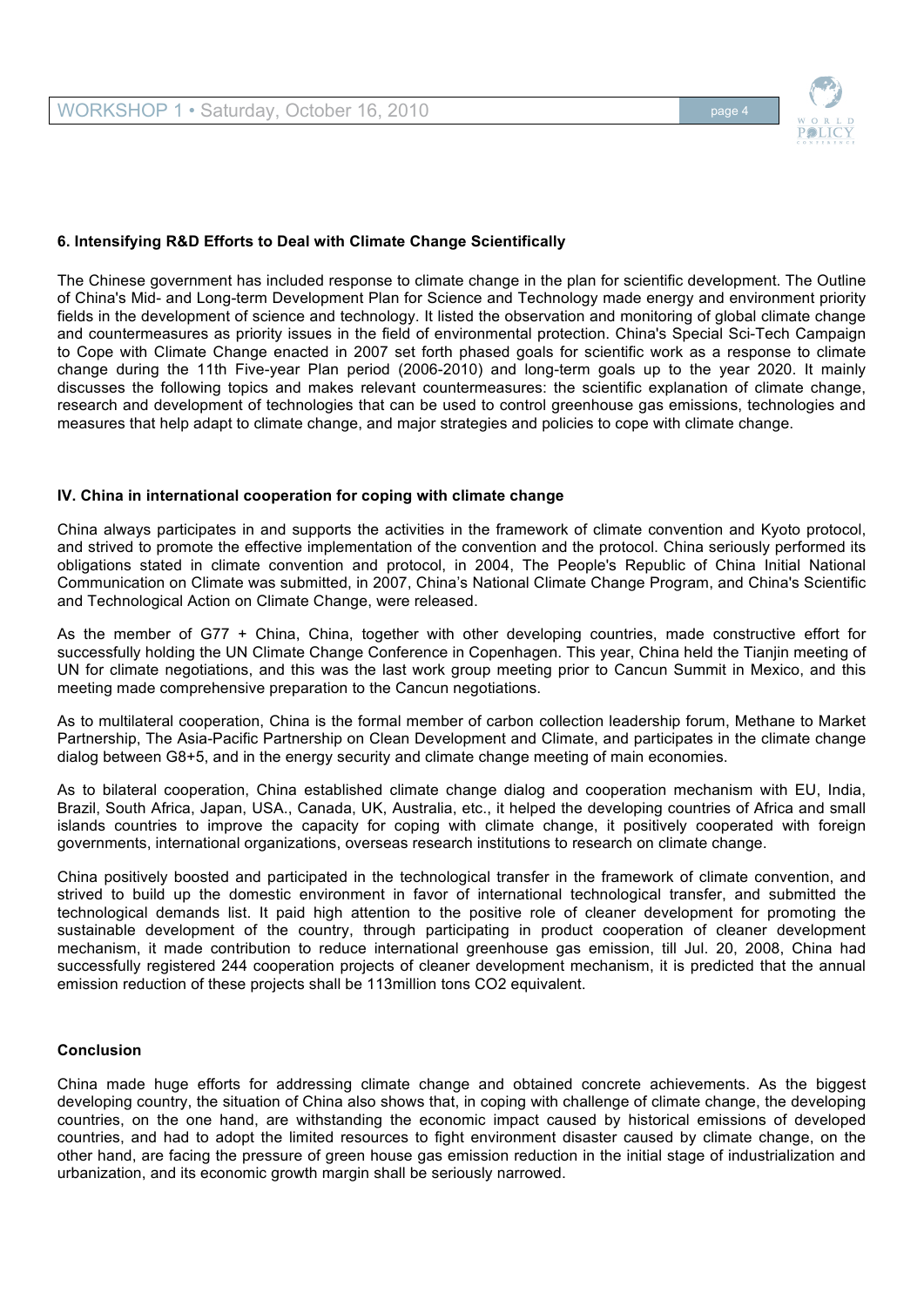### 6. Intensifying R&D Efforts to Deal with Climate Change Scientifically

The Chinese government has included response to climate change in the plan for scientific development. The Outline of China's Mid- and Long-term Development Plan for Science and Technology made energy and environment priority fields in the development of science and technology. It listed the observation and monitoring of global climate change and countermeasures as priority issues in the field of environmental protection. China's Special Sci-Tech Campaign to Cope with Climate Change enacted in 2007 set forth phased goals for scientific work as a response to climate change during the 11th Five-year Plan period (2006-2010) and long-term goals up to the year 2020. It mainly discusses the following topics and makes relevant countermeasures: the scientific explanation of climate change, research and development of technologies that can be used to control greenhouse gas emissions, technologies and measures that help adapt to climate change, and major strategies and policies to cope with climate change.

## IV. China in international cooperation for coping with climate change

China always participates in and supports the activities in the framework of climate convention and Kyoto protocol, and strived to promote the effective implementation of the convention and the protocol. China seriously performed its obligations stated in climate convention and protocol, in 2004, The People's Republic of China Initial National Communication on Climate was submitted, in 2007, China's National Climate Change Program, and China's Scientific and Technological Action on Climate Change, were released.

As the member of G77 + China, China, together with other developing countries, made constructive effort for successfully holding the UN Climate Change Conference in Copenhagen. This year, China held the Tianjin meeting of UN for climate negotiations, and this was the last work group meeting prior to Cancun Summit in Mexico, and this meeting made comprehensive preparation to the Cancun negotiations.

As to multilateral cooperation, China is the formal member of carbon collection leadership forum, Methane to Market Partnership, The Asia-Pacific Partnership on Clean Development and Climate, and participates in the climate change dialog between G8+5, and in the energy security and climate change meeting of main economies.

As to bilateral cooperation, China established climate change dialog and cooperation mechanism with EU, India, Brazil, South Africa, Japan, USA., Canada, UK, Australia, etc., it helped the developing countries of Africa and small islands countries to improve the capacity for coping with climate change, it positively cooperated with foreign governments, international organizations, overseas research institutions to research on climate change.

China positively boosted and participated in the technological transfer in the framework of climate convention, and strived to build up the domestic environment in favor of international technological transfer, and submitted the technological demands list. It paid high attention to the positive role of cleaner development for promoting the sustainable development of the country, through participating in product cooperation of cleaner development mechanism, it made contribution to reduce international greenhouse gas emission, till Jul. 20, 2008, China had successfully registered 244 cooperation projects of cleaner development mechanism, it is predicted that the annual emission reduction of these projects shall be 113million tons $CO_2$ equivalent.

## Conclusion

China made huge efforts for addressing climate change and obtained concrete achievements. As the biggest developing country, the situation of China also shows that, in coping with challenge of climate change, the developing countries, on the one hand, are withstanding the economic impact caused by historical emissions of developed countries, and had to adopt the limited resources to fight environment disaster caused by climate change, on the other hand, are facing the pressure of green house gas emission reduction in the initial stage of industrialization and urbanization, and its economic growth margin shall be seriously narrowed.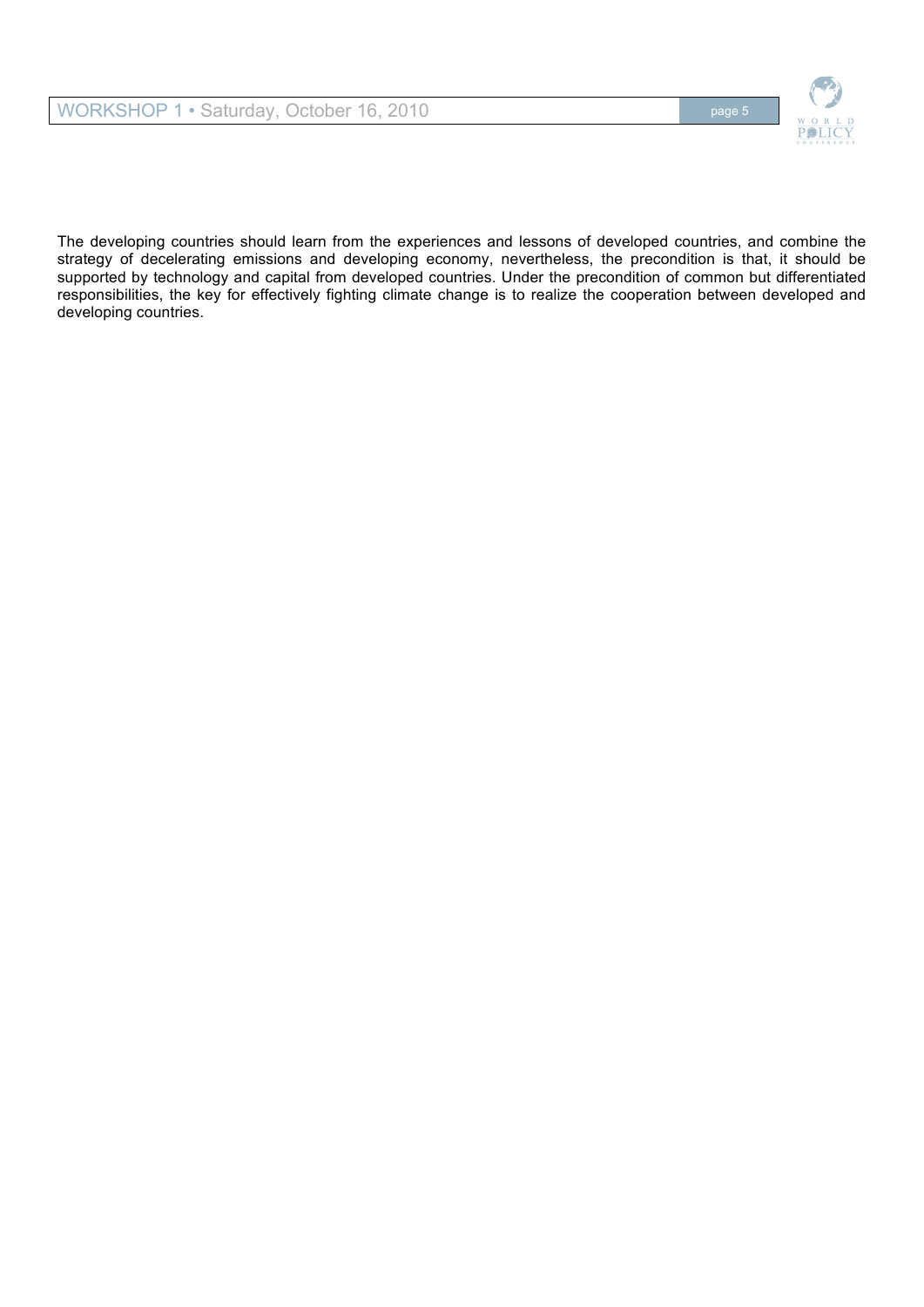The developing countries should learn from the experiences and lessons of developed countries, and combine the strategy of decelerating emissions and developing economy, nevertheless, the precondition is that, it should be supported by technology and capital from developed countries. Under the precondition of common but differentiated responsibilities, the key for effectively fighting climate change is to realize the cooperation between developed and developing countries.